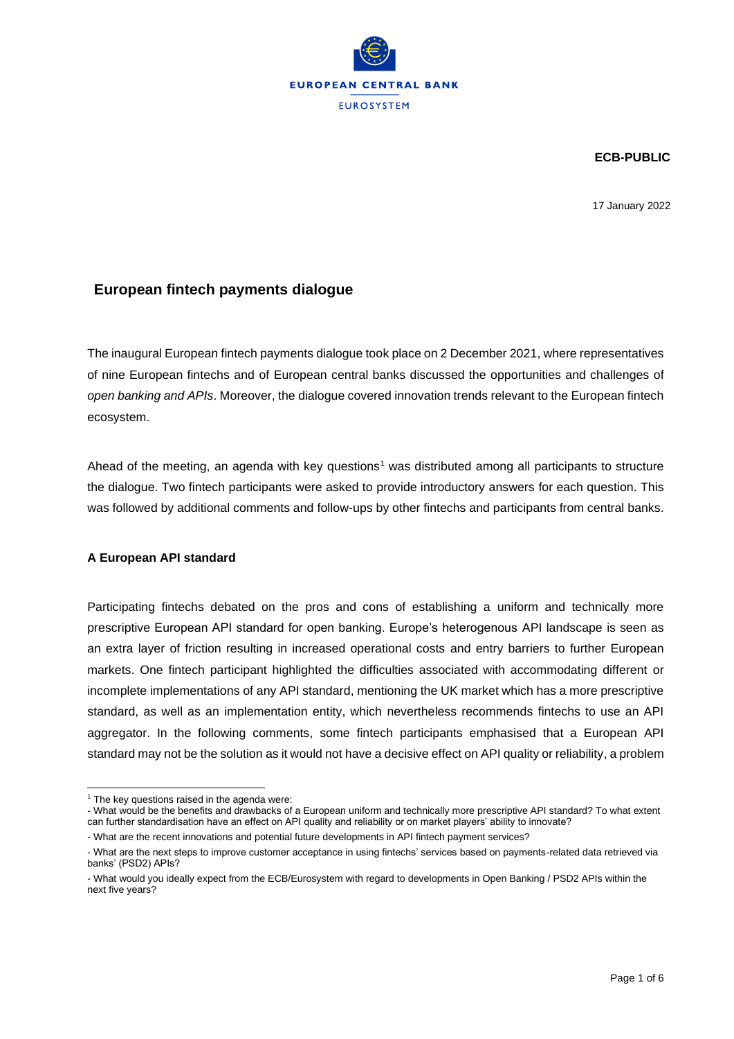**ECB-PUBLIC**

17 January 2022

# European fintech payments dialogue

The inaugural European fintech payments dialogue took place on 2 December 2021, where representatives of nine European fintechs and of European central banks discussed the opportunities and challenges of *open banking and APIs*. Moreover, the dialogue covered innovation trends relevant to the European fintech ecosystem.

Ahead of the meeting, an agenda with key questions[1] was distributed among all participants to structure the dialogue. Two fintech participants were asked to provide introductory answers for each question. This was followed by additional comments and follow-ups by other fintechs and participants from central banks.

## A European API standard

Participating fintechs debated on the pros and cons of establishing a uniform and technically more prescriptive European API standard for open banking. Europe's heterogenous API landscape is seen as an extra layer of friction resulting in increased operational costs and entry barriers to further European markets. One fintech participant highlighted the difficulties associated with accommodating different or incomplete implementations of any API standard, mentioning the UK market which has a more prescriptive standard, as well as an implementation entity, which nevertheless recommends fintechs to use an API aggregator. In the following comments, some fintech participants emphasised that a European API standard may not be the solution as it would not have a decisive effect on API quality or reliability, a problem

---

[1] The key questions raised in the agenda were:
- What would be the benefits and drawbacks of a European uniform and technically more prescriptive API standard? To what extent can further standardisation have an effect on API quality and reliability or on market players' ability to innovate?
- What are the recent innovations and potential future developments in API fintech payment services?
- What are the next steps to improve customer acceptance in using fintechs' services based on payments-related data retrieved via banks' (PSD2) APIs?
- What would you ideally expect from the ECB/Eurosystem with regard to developments in Open Banking / PSD2 APIs within the next five years?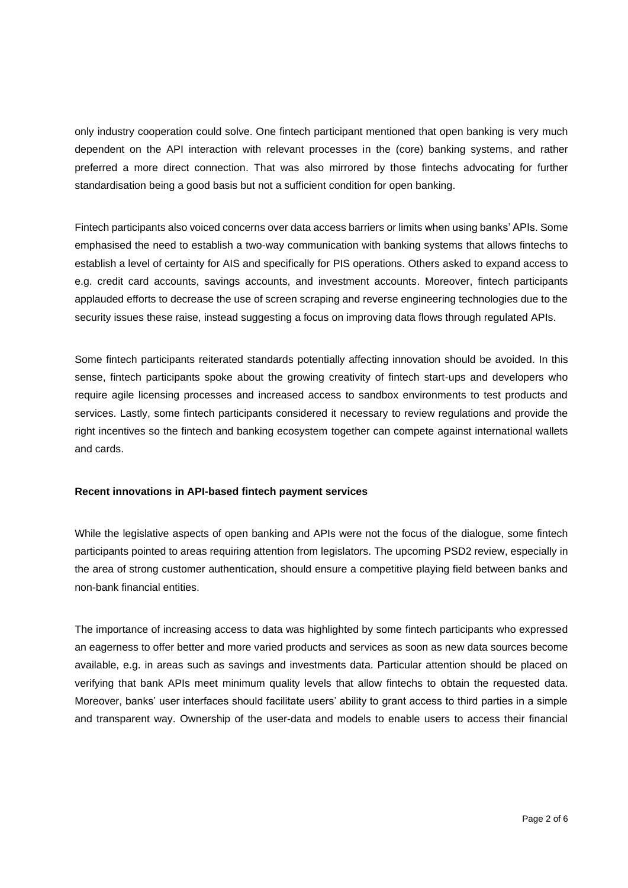only industry cooperation could solve. One fintech participant mentioned that open banking is very much dependent on the API interaction with relevant processes in the (core) banking systems, and rather preferred a more direct connection. That was also mirrored by those fintechs advocating for further standardisation being a good basis but not a sufficient condition for open banking.

Fintech participants also voiced concerns over data access barriers or limits when using banks' APIs. Some emphasised the need to establish a two-way communication with banking systems that allows fintechs to establish a level of certainty for AIS and specifically for PIS operations. Others asked to expand access to e.g. credit card accounts, savings accounts, and investment accounts. Moreover, fintech participants applauded efforts to decrease the use of screen scraping and reverse engineering technologies due to the security issues these raise, instead suggesting a focus on improving data flows through regulated APIs.

Some fintech participants reiterated standards potentially affecting innovation should be avoided. In this sense, fintech participants spoke about the growing creativity of fintech start-ups and developers who require agile licensing processes and increased access to sandbox environments to test products and services. Lastly, some fintech participants considered it necessary to review regulations and provide the right incentives so the fintech and banking ecosystem together can compete against international wallets and cards.

**Recent innovations in API-based fintech payment services**

While the legislative aspects of open banking and APIs were not the focus of the dialogue, some fintech participants pointed to areas requiring attention from legislators. The upcoming PSD2 review, especially in the area of strong customer authentication, should ensure a competitive playing field between banks and non-bank financial entities.

The importance of increasing access to data was highlighted by some fintech participants who expressed an eagerness to offer better and more varied products and services as soon as new data sources become available, e.g. in areas such as savings and investments data. Particular attention should be placed on verifying that bank APIs meet minimum quality levels that allow fintechs to obtain the requested data. Moreover, banks' user interfaces should facilitate users' ability to grant access to third parties in a simple and transparent way. Ownership of the user-data and models to enable users to access their financial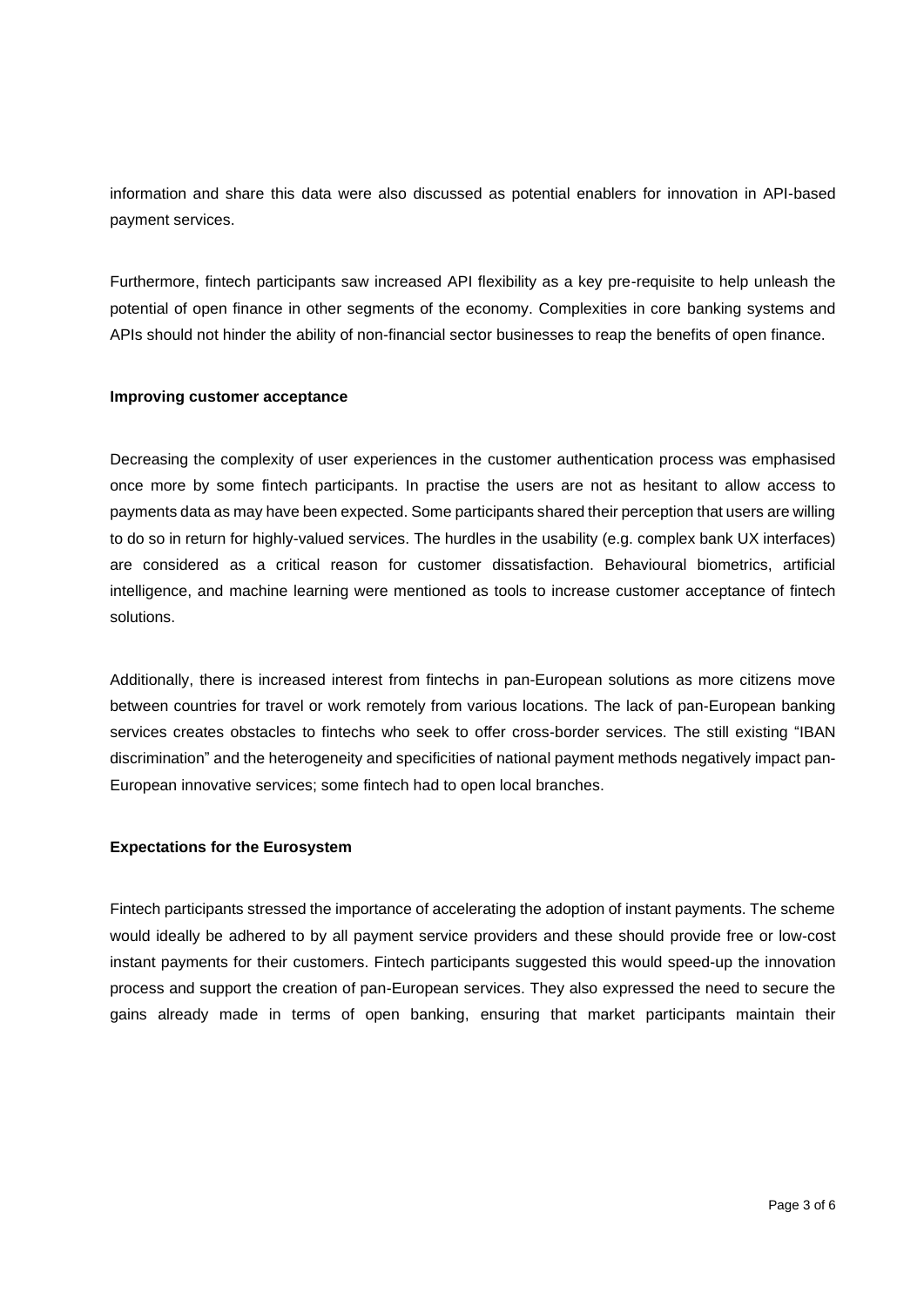information and share this data were also discussed as potential enablers for innovation in API-based payment services.

Furthermore, fintech participants saw increased API flexibility as a key pre-requisite to help unleash the potential of open finance in other segments of the economy. Complexities in core banking systems and APIs should not hinder the ability of non-financial sector businesses to reap the benefits of open finance.

**Improving customer acceptance**

Decreasing the complexity of user experiences in the customer authentication process was emphasised once more by some fintech participants. In practise the users are not as hesitant to allow access to payments data as may have been expected. Some participants shared their perception that users are willing to do so in return for highly-valued services. The hurdles in the usability (e.g. complex bank UX interfaces) are considered as a critical reason for customer dissatisfaction. Behavioural biometrics, artificial intelligence, and machine learning were mentioned as tools to increase customer acceptance of fintech solutions.

Additionally, there is increased interest from fintechs in pan-European solutions as more citizens move between countries for travel or work remotely from various locations. The lack of pan-European banking services creates obstacles to fintechs who seek to offer cross-border services. The still existing "IBAN discrimination" and the heterogeneity and specificities of national payment methods negatively impact pan-European innovative services; some fintech had to open local branches.

**Expectations for the Eurosystem**

Fintech participants stressed the importance of accelerating the adoption of instant payments. The scheme would ideally be adhered to by all payment service providers and these should provide free or low-cost instant payments for their customers. Fintech participants suggested this would speed-up the innovation process and support the creation of pan-European services. They also expressed the need to secure the gains already made in terms of open banking, ensuring that market participants maintain their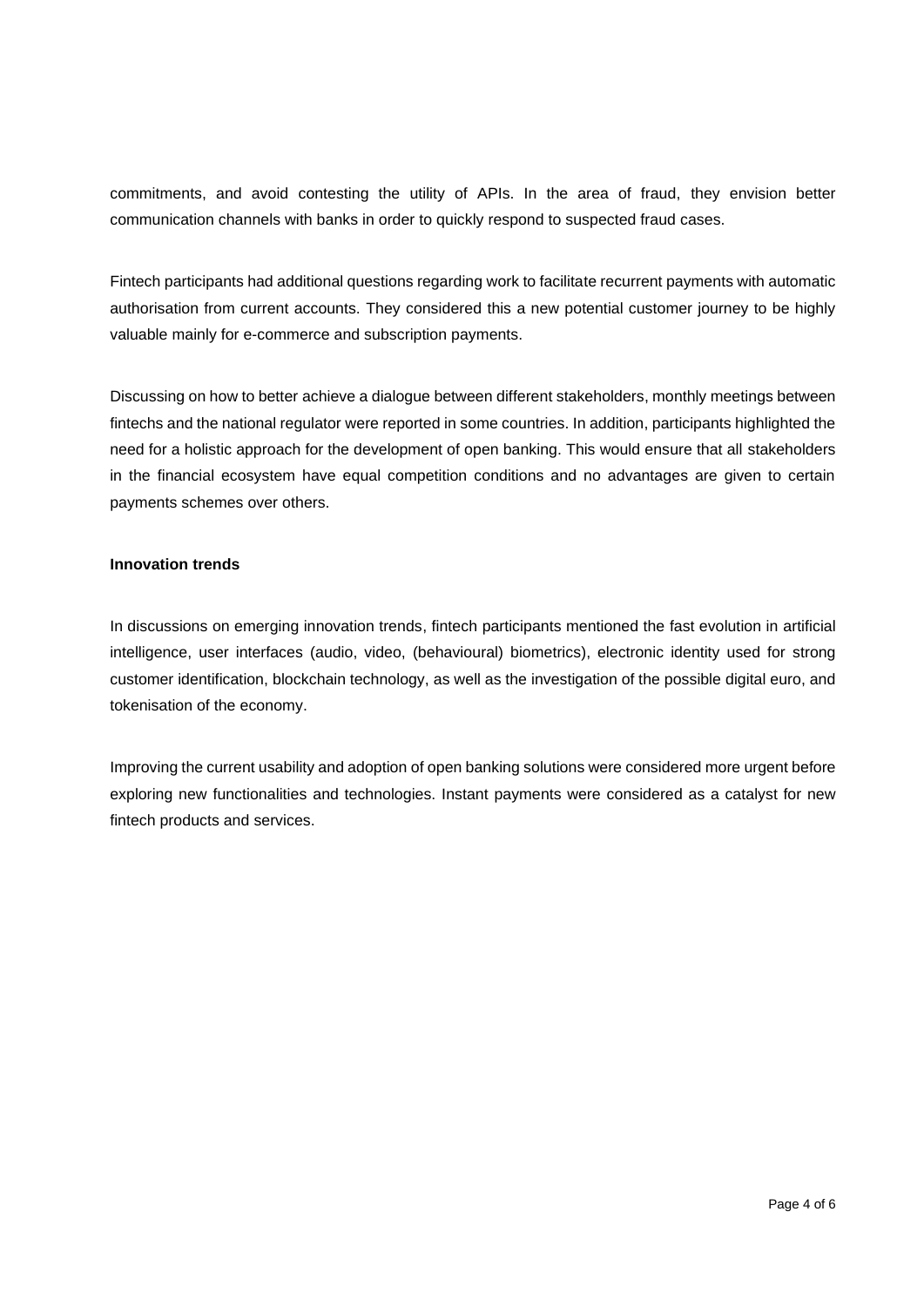commitments, and avoid contesting the utility of APIs. In the area of fraud, they envision better communication channels with banks in order to quickly respond to suspected fraud cases.

Fintech participants had additional questions regarding work to facilitate recurrent payments with automatic authorisation from current accounts. They considered this a new potential customer journey to be highly valuable mainly for e-commerce and subscription payments.

Discussing on how to better achieve a dialogue between different stakeholders, monthly meetings between fintechs and the national regulator were reported in some countries. In addition, participants highlighted the need for a holistic approach for the development of open banking. This would ensure that all stakeholders in the financial ecosystem have equal competition conditions and no advantages are given to certain payments schemes over others.

**Innovation trends**

In discussions on emerging innovation trends, fintech participants mentioned the fast evolution in artificial intelligence, user interfaces (audio, video, (behavioural) biometrics), electronic identity used for strong customer identification, blockchain technology, as well as the investigation of the possible digital euro, and tokenisation of the economy.

Improving the current usability and adoption of open banking solutions were considered more urgent before exploring new functionalities and technologies. Instant payments were considered as a catalyst for new fintech products and services.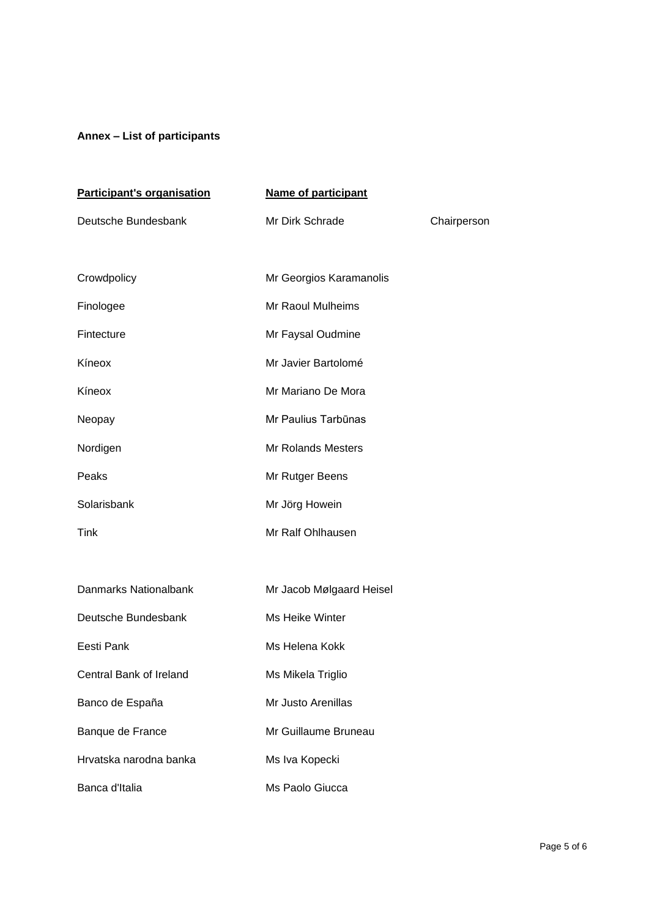**Annex – List of participants**

| Participant's organisation | Name of participant | |
|---|---|---|
| Deutsche Bundesbank | Mr Dirk Schrade | Chairperson |
| | | |
| Crowdpolicy | Mr Georgios Karamanolis | |
| Finologee | Mr Raoul Mulheims | |
| Fintecture | Mr Faysal Oudmine | |
| Kíneox | Mr Javier Bartolomé | |
| Kíneox | Mr Mariano De Mora | |
| Neopay | Mr Paulius Tarbūnas | |
| Nordigen | Mr Rolands Mesters | |
| Peaks | Mr Rutger Beens | |
| Solarisbank | Mr Jörg Howein | |
| Tink | Mr Ralf Ohlhausen | |
| | | |
| Danmarks Nationalbank | Mr Jacob Mølgaard Heisel | |
| Deutsche Bundesbank | Ms Heike Winter | |
| Eesti Pank | Ms Helena Kokk | |
| Central Bank of Ireland | Ms Mikela Triglio | |
| Banco de España | Mr Justo Arenillas | |
| Banque de France | Mr Guillaume Bruneau | |
| Hrvatska narodna banka | Ms Iva Kopecki | |
| Banca d'Italia | Ms Paolo Giucca | |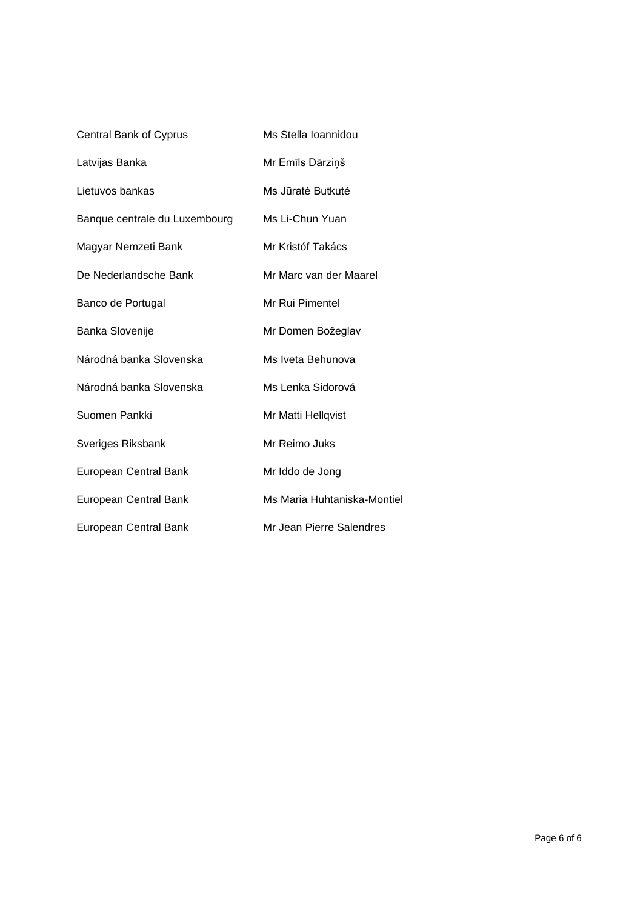| | |
|---|---|
| Central Bank of Cyprus | Ms Stella Ioannidou |
| Latvijas Banka | Mr Emīls Dārziņš |
| Lietuvos bankas | Ms Jūratė Butkutė |
| Banque centrale du Luxembourg | Ms Li-Chun Yuan |
| Magyar Nemzeti Bank | Mr Kristóf Takács |
| De Nederlandsche Bank | Mr Marc van der Maarel |
| Banco de Portugal | Mr Rui Pimentel |
| Banka Slovenije | Mr Domen Božeglav |
| Národná banka Slovenska | Ms Iveta Behunova |
| Národná banka Slovenska | Ms Lenka Sidorová |
| Suomen Pankki | Mr Matti Hellqvist |
| Sveriges Riksbank | Mr Reimo Juks |
| European Central Bank | Mr Iddo de Jong |
| European Central Bank | Ms Maria Huhtaniska-Montiel |
| European Central Bank | Mr Jean Pierre Salendres |